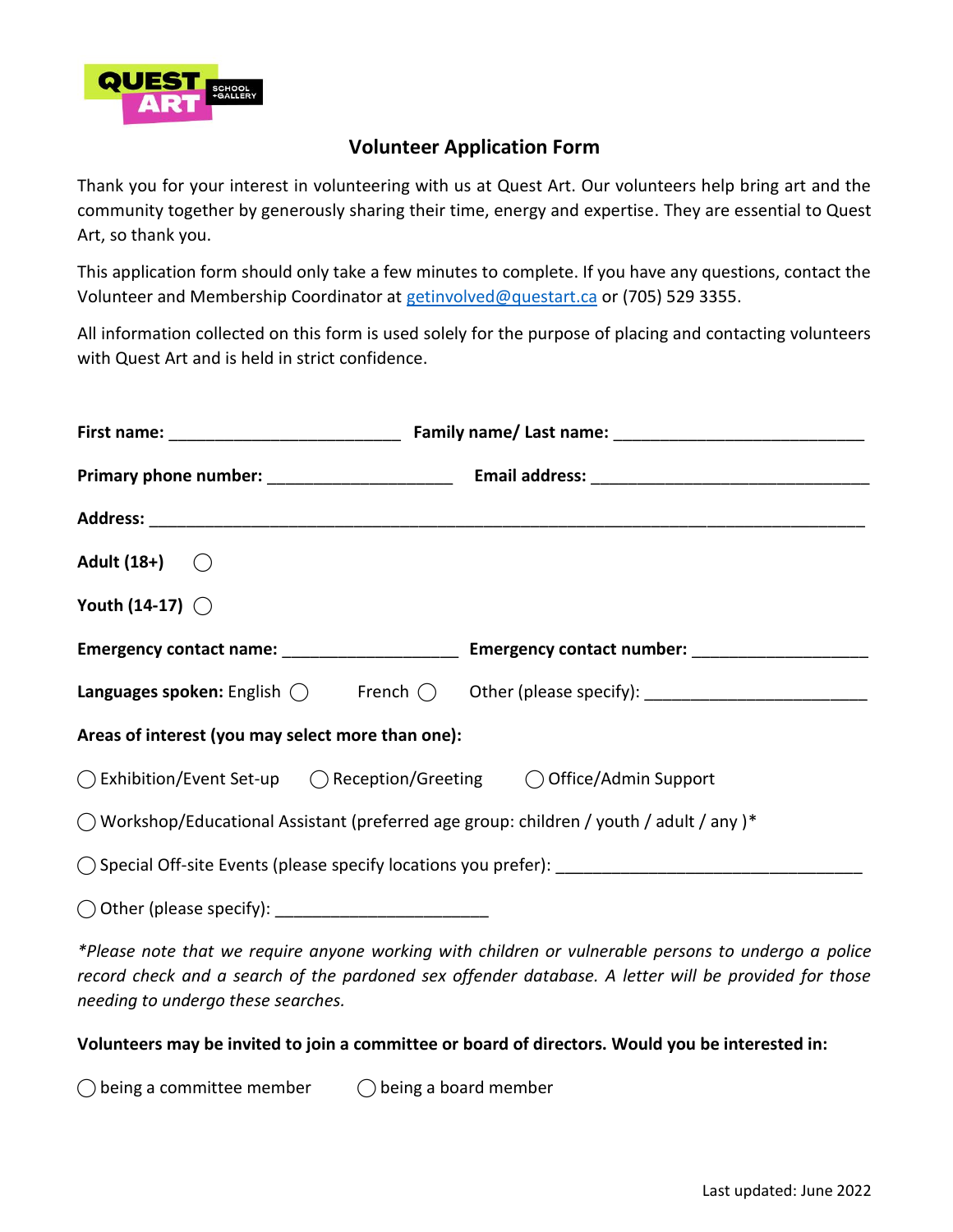# Volunteer Application Form

Thank you for your interest in volunteering with us at Quest Art. Our volunteers help bring art and the community together by generously sharing their time, energy and expertise. They are essential to Quest Art, so thank you.

This application form should only take a few minutes to complete. If you have any questions, contact the Volunteer and Membership Coordinator at getinvolved@questart.ca or (705) 529 3355.

All information collected on this form is used solely for the purpose of placing and contacting volunteers with Quest Art and is held in strict confidence.

**First name:** _________________________ **Family name/ Last name:** ___________________________

**Primary phone number:** ____________________ **Email address:** ______________________________

**Address:** _____________________________________________________________________________

**Adult (18+)** ◯

**Youth (14-17)** ◯

**Emergency contact name:** ___________________ **Emergency contact number:** ___________________

**Languages spoken:** English ◯ French ◯ Other (please specify): ________________________

**Areas of interest (you may select more than one):**

◯ Exhibition/Event Set-up ◯ Reception/Greeting ◯ Office/Admin Support

◯ Workshop/Educational Assistant (preferred age group: children / youth / adult / any )*

◯ Special Off-site Events (please specify locations you prefer): _________________________________

◯ Other (please specify): ______________________

*\*Please note that we require anyone working with children or vulnerable persons to undergo a police record check and a search of the pardoned sex offender database. A letter will be provided for those needing to undergo these searches.*

**Volunteers may be invited to join a committee or board of directors. Would you be interested in:**

◯ being a committee member ◯ being a board member

Last updated: June 2022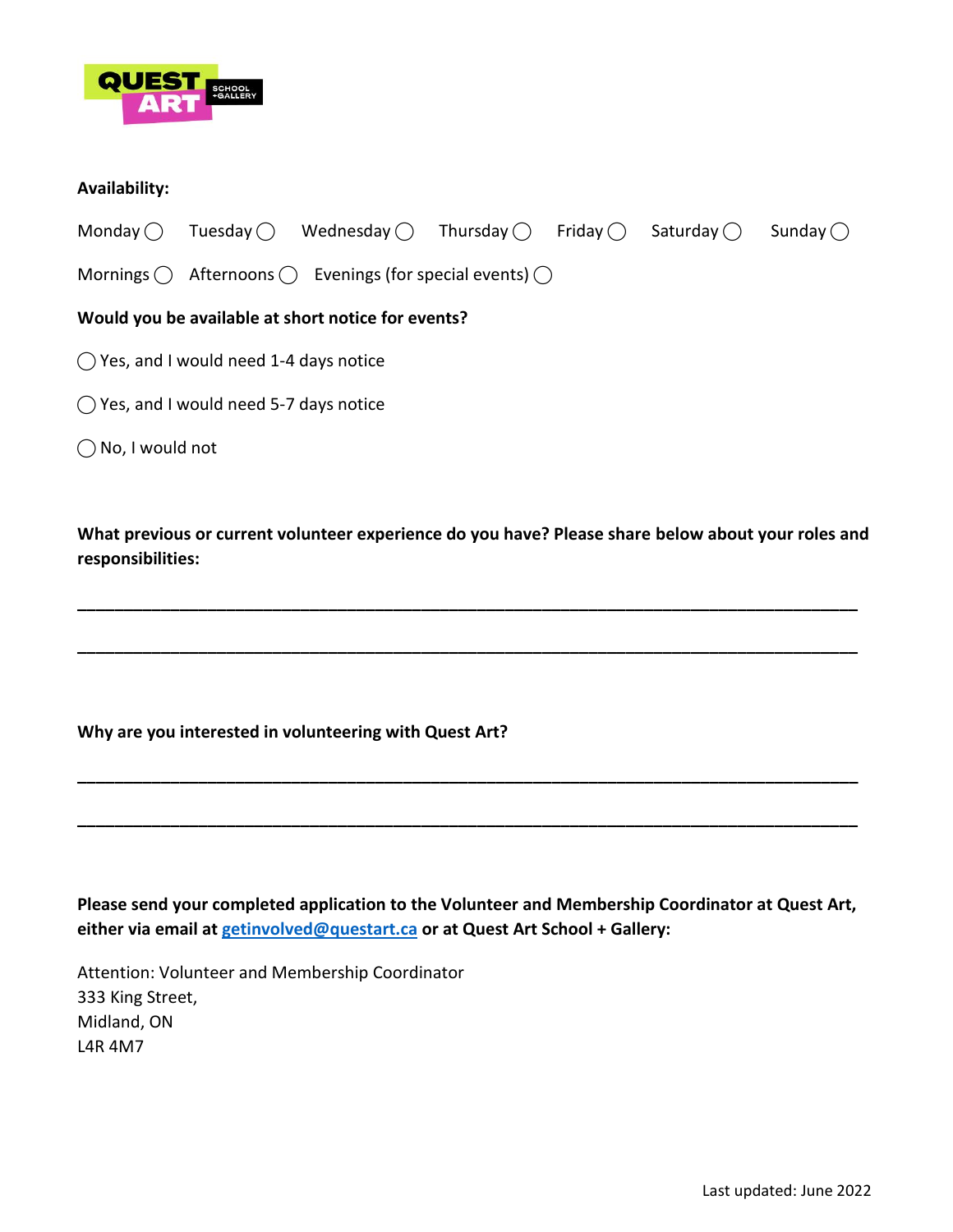**Availability:**

Monday ◯ Tuesday ◯ Wednesday ◯ Thursday ◯ Friday ◯ Saturday ◯ Sunday ◯

Mornings ◯ Afternoons ◯ Evenings (for special events) ◯

**Would you be available at short notice for events?**

◯ Yes, and I would need 1-4 days notice

◯ Yes, and I would need 5-7 days notice

◯ No, I would not

**What previous or current volunteer experience do you have? Please share below about your roles and responsibilities:**

\_\_\_\_\_\_\_\_\_\_\_\_\_\_\_\_\_\_\_\_\_\_\_\_\_\_\_\_\_\_\_\_\_\_\_\_\_\_\_\_\_\_\_\_\_\_\_\_\_\_\_\_\_\_\_\_\_\_\_\_\_\_\_\_\_\_\_\_\_\_\_\_\_\_\_\_\_\_

\_\_\_\_\_\_\_\_\_\_\_\_\_\_\_\_\_\_\_\_\_\_\_\_\_\_\_\_\_\_\_\_\_\_\_\_\_\_\_\_\_\_\_\_\_\_\_\_\_\_\_\_\_\_\_\_\_\_\_\_\_\_\_\_\_\_\_\_\_\_\_\_\_\_\_\_\_\_

**Why are you interested in volunteering with Quest Art?**

\_\_\_\_\_\_\_\_\_\_\_\_\_\_\_\_\_\_\_\_\_\_\_\_\_\_\_\_\_\_\_\_\_\_\_\_\_\_\_\_\_\_\_\_\_\_\_\_\_\_\_\_\_\_\_\_\_\_\_\_\_\_\_\_\_\_\_\_\_\_\_\_\_\_\_\_\_\_

\_\_\_\_\_\_\_\_\_\_\_\_\_\_\_\_\_\_\_\_\_\_\_\_\_\_\_\_\_\_\_\_\_\_\_\_\_\_\_\_\_\_\_\_\_\_\_\_\_\_\_\_\_\_\_\_\_\_\_\_\_\_\_\_\_\_\_\_\_\_\_\_\_\_\_\_\_\_

**Please send your completed application to the Volunteer and Membership Coordinator at Quest Art, either via email at getinvolved@questart.ca or at Quest Art School + Gallery:**

Attention: Volunteer and Membership Coordinator
333 King Street,
Midland, ON
L4R 4M7

Last updated: June 2022